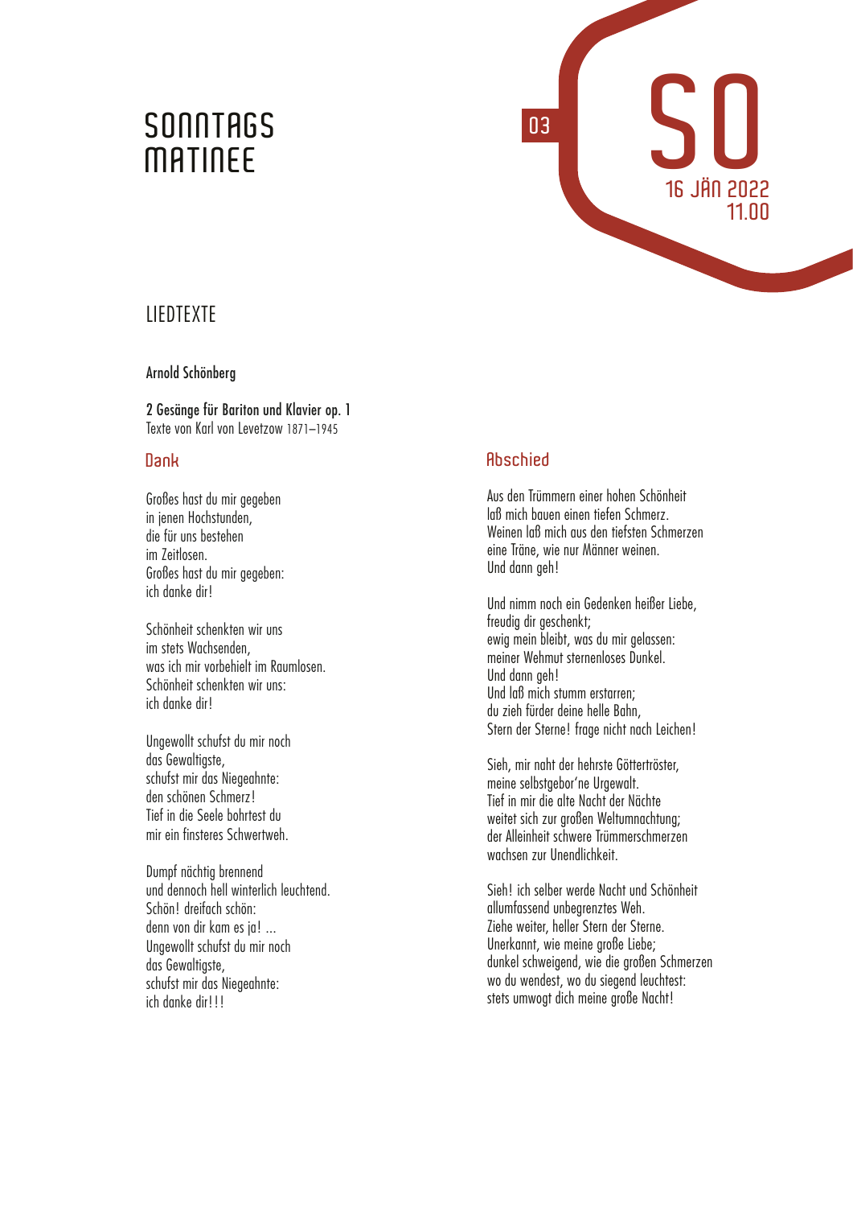# SONNTAGS MATINEE

03

SO
16 JÄN 2022
11.00

## LIEDTEXTE

**Arnold Schönberg**

**2 Gesänge für Bariton und Klavier op. 1**
Texte von Karl von Levetzow 1871–1945

### Dank

Großes hast du mir gegeben
in jenen Hochstunden,
die für uns bestehen
im Zeitlosen.
Großes hast du mir gegeben:
ich danke dir!

Schönheit schenkten wir uns
im stets Wachsenden,
was ich mir vorbehielt im Raumlosen.
Schönheit schenkten wir uns:
ich danke dir!

Ungewollt schufst du mir noch
das Gewaltigste,
schufst mir das Niegeahnte:
den schönen Schmerz!
Tief in die Seele bohrtest du
mir ein finsteres Schwertweh.

Dumpf nächtig brennend
und dennoch hell winterlich leuchtend.
Schön! dreifach schön:
denn von dir kam es ja! ...
Ungewollt schufst du mir noch
das Gewaltigste,
schufst mir das Niegeahnte:
ich danke dir!!!

### Abschied

Aus den Trümmern einer hohen Schönheit
laß mich bauen einen tiefen Schmerz.
Weinen laß mich aus den tiefsten Schmerzen
eine Träne, wie nur Männer weinen.
Und dann geh!

Und nimm noch ein Gedenken heißer Liebe,
freudig dir geschenkt;
ewig mein bleibt, was du mir gelassen:
meiner Wehmut sternenloses Dunkel.
Und dann geh!
Und laß mich stumm erstarren;
du zieh fürder deine helle Bahn,
Stern der Sterne! frage nicht nach Leichen!

Sieh, mir naht der hehrste Göttertröster,
meine selbstgebor'ne Urgewalt.
Tief in mir die alte Nacht der Nächte
weitet sich zur großen Weltumnachtung;
der Alleinheit schwere Trümmerschmerzen
wachsen zur Unendlichkeit.

Sieh! ich selber werde Nacht und Schönheit
allumfassend unbegrenztes Weh.
Ziehe weiter, heller Stern der Sterne.
Unerkannt, wie meine große Liebe;
dunkel schweigend, wie die großen Schmerzen
wo du wendest, wo du siegend leuchtest:
stets umwogt dich meine große Nacht!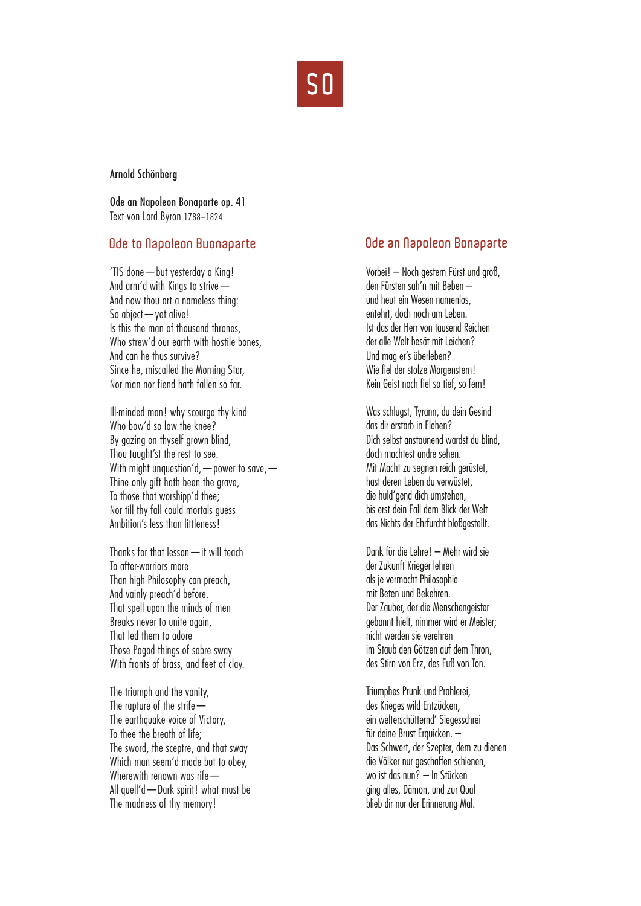Arnold Schönberg

**Ode an Napoleon Bonaparte op. 41**
Text von Lord Byron 1788–1824

## Ode to Napoleon Buonaparte

'TIS done — but yesterday a King!
And arm'd with Kings to strive —
And now thou art a nameless thing:
So abject — yet alive!
Is this the man of thousand thrones,
Who strew'd our earth with hostile bones,
And can he thus survive?
Since he, miscalled the Morning Star,
Nor man nor fiend hath fallen so far.

Ill-minded man! why scourge thy kind
Who bow'd so low the knee?
By gazing on thyself grown blind,
Thou taught'st the rest to see.
With might unquestion'd, — power to save, —
Thine only gift hath been the grave,
To those that worshipp'd thee;
Nor till thy fall could mortals guess
Ambition's less than littleness!

Thanks for that lesson — it will teach
To after-warriors more
Than high Philosophy can preach,
And vainly preach'd before.
That spell upon the minds of men
Breaks never to unite again,
That led them to adore
Those Pagod things of sabre sway
With fronts of brass, and feet of clay.

The triumph and the vanity,
The rapture of the strife —
The earthquake voice of Victory,
To thee the breath of life;
The sword, the sceptre, and that sway
Which man seem'd made but to obey,
Wherewith renown was rife —
All quell'd — Dark spirit! what must be
The madness of thy memory!

## Ode an Napoleon Bonaparte

Vorbei! – Noch gestern Fürst und groß,
den Fürsten sah'n mit Beben –
und heut ein Wesen namenlos,
entehrt, doch noch am Leben.
Ist das der Herr von tausend Reichen
der alle Welt besät mit Leichen?
Und mag er's überleben?
Wie fiel der stolze Morgenstern!
Kein Geist noch fiel so tief, so fern!

Was schlugst, Tyrann, du dein Gesind
das dir erstarb in Flehen?
Dich selbst anstaunend wardst du blind,
doch machtest andre sehen.
Mit Macht zu segnen reich gerüstet,
hast deren Leben du verwüstet,
die huld'gend dich umstehen,
bis erst dein Fall dem Blick der Welt
das Nichts der Ehrfurcht bloßgestellt.

Dank für die Lehre! – Mehr wird sie
der Zukunft Krieger lehren
als je vermocht Philosophie
mit Beten und Bekehren.
Der Zauber, der die Menschengeister
gebannt hielt, nimmer wird er Meister;
nicht werden sie verehren
im Staub den Götzen auf dem Thron,
des Stirn von Erz, des Fuß von Ton.

Triumphes Prunk und Prahlerei,
des Krieges wild Entzücken,
ein welterschütternd' Siegesschrei
für deine Brust Erquicken. –
Das Schwert, der Szepter, dem zu dienen
die Völker nur geschaffen schienen,
wo ist das nun? – In Stücken
ging alles, Dämon, und zur Qual
blieb dir nur der Erinnerung Mal.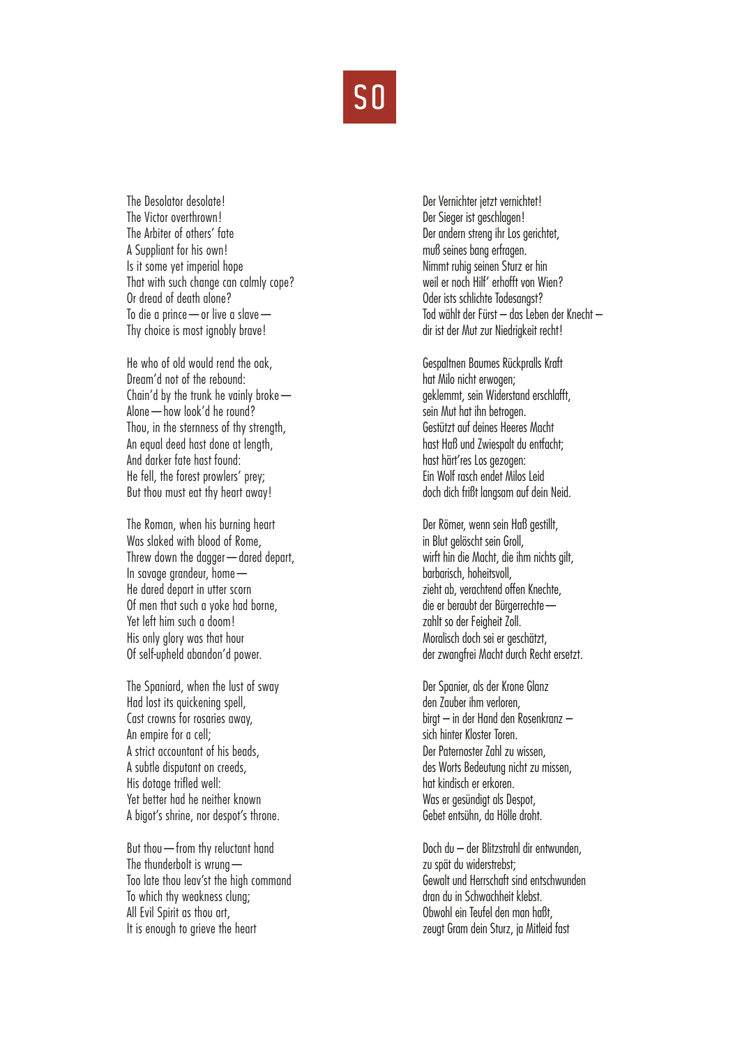# SO

The Desolator desolate!
The Victor overthrown!
The Arbiter of others' fate
A Suppliant for his own!
Is it some yet imperial hope
That with such change can calmly cope?
Or dread of death alone?
To die a prince — or live a slave —
Thy choice is most ignobly brave!

He who of old would rend the oak,
Dream'd not of the rebound:
Chain'd by the trunk he vainly broke —
Alone — how look'd he round?
Thou, in the sternness of thy strength,
An equal deed hast done at length,
And darker fate hast found:
He fell, the forest prowlers' prey;
But thou must eat thy heart away!

The Roman, when his burning heart
Was slaked with blood of Rome,
Threw down the dagger — dared depart,
In savage grandeur, home —
He dared depart in utter scorn
Of men that such a yoke had borne,
Yet left him such a doom!
His only glory was that hour
Of self-upheld abandon'd power.

The Spaniard, when the lust of sway
Had lost its quickening spell,
Cast crowns for rosaries away,
An empire for a cell;
A strict accountant of his beads,
A subtle disputant on creeds,
His dotage trifled well:
Yet better had he neither known
A bigot's shrine, nor despot's throne.

But thou — from thy reluctant hand
The thunderbolt is wrung —
Too late thou leav'st the high command
To which thy weakness clung;
All Evil Spirit as thou art,
It is enough to grieve the heart

Der Vernichter jetzt vernichtet!
Der Sieger ist geschlagen!
Der andern streng ihr Los gerichtet,
muß seines bang erfragen.
Nimmt ruhig seinen Sturz er hin
weil er noch Hilf' erhofft von Wien?
Oder ists schlichte Todesangst?
Tod wählt der Fürst – das Leben der Knecht –
dir ist der Mut zur Niedrigkeit recht!

Gespaltnen Baumes Rückpralls Kraft
hat Milo nicht erwogen;
geklemmt, sein Widerstand erschlafft,
sein Mut hat ihn betrogen.
Gestützt auf deines Heeres Macht
hast Haß und Zwiespalt du entfacht;
hast härt'res Los gezogen:
Ein Wolf rasch endet Milos Leid
doch dich frißt langsam auf dein Neid.

Der Römer, wenn sein Haß gestillt,
in Blut gelöscht sein Groll,
wirft hin die Macht, die ihm nichts gilt,
barbarisch, hoheitsvoll,
zieht ab, verachtend offen Knechte,
die er beraubt der Bürgerrechte —
zahlt so der Feigheit Zoll.
Moralisch doch sei er geschätzt,
der zwangfrei Macht durch Recht ersetzt.

Der Spanier, als der Krone Glanz
den Zauber ihm verloren,
birgt – in der Hand den Rosenkranz –
sich hinter Kloster Toren.
Der Paternoster Zahl zu wissen,
des Worts Bedeutung nicht zu missen,
hat kindisch er erkoren.
Was er gesündigt als Despot,
Gebet entsühn, da Hölle droht.

Doch du – der Blitzstrahl dir entwunden,
zu spät du widerstrebst;
Gewalt und Herrschaft sind entschwunden
dran du in Schwachheit klebst.
Obwohl ein Teufel den man haßt,
zeugt Gram dein Sturz, ja Mitleid fast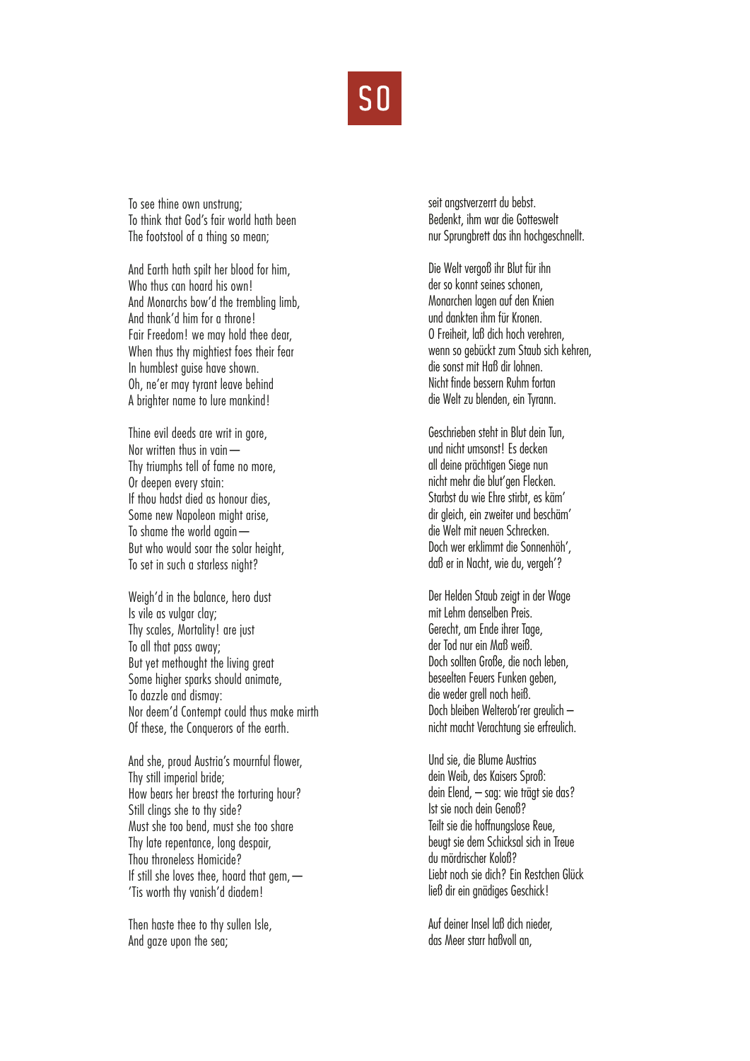To see thine own unstrung;
To think that God's fair world hath been
The footstool of a thing so mean;

And Earth hath spilt her blood for him,
Who thus can hoard his own!
And Monarchs bow'd the trembling limb,
And thank'd him for a throne!
Fair Freedom! we may hold thee dear,
When thus thy mightiest foes their fear
In humblest guise have shown.
Oh, ne'er may tyrant leave behind
A brighter name to lure mankind!

Thine evil deeds are writ in gore,
Nor written thus in vain —
Thy triumphs tell of fame no more,
Or deepen every stain:
If thou hadst died as honour dies,
Some new Napoleon might arise,
To shame the world again —
But who would soar the solar height,
To set in such a starless night?

Weigh'd in the balance, hero dust
Is vile as vulgar clay;
Thy scales, Mortality! are just
To all that pass away;
But yet methought the living great
Some higher sparks should animate,
To dazzle and dismay:
Nor deem'd Contempt could thus make mirth
Of these, the Conquerors of the earth.

And she, proud Austria's mournful flower,
Thy still imperial bride;
How bears her breast the torturing hour?
Still clings she to thy side?
Must she too bend, must she too share
Thy late repentance, long despair,
Thou throneless Homicide?
If still she loves thee, hoard that gem, —
'Tis worth thy vanish'd diadem!

Then haste thee to thy sullen Isle,
And gaze upon the sea;

seit angstverzerrt du bebst.
Bedenkt, ihm war die Gotteswelt
nur Sprungbrett das ihn hochgeschnellt.

Die Welt vergoß ihr Blut für ihn
der so konnt seines schonen,
Monarchen lagen auf den Knien
und dankten ihm für Kronen.
O Freiheit, laß dich hoch verehren,
wenn so gebückt zum Staub sich kehren,
die sonst mit Haß dir lohnen.
Nicht finde bessern Ruhm fortan
die Welt zu blenden, ein Tyrann.

Geschrieben steht in Blut dein Tun,
und nicht umsonst! Es decken
all deine prächtigen Siege nun
nicht mehr die blut'gen Flecken.
Starbst du wie Ehre stirbt, es käm'
dir gleich, ein zweiter und beschäm'
die Welt mit neuen Schrecken.
Doch wer erklimmt die Sonnenhöh',
daß er in Nacht, wie du, vergeh'?

Der Helden Staub zeigt in der Wage
mit Lehm denselben Preis.
Gerecht, am Ende ihrer Tage,
der Tod nur ein Maß weiß.
Doch sollten Große, die noch leben,
beseelten Feuers Funken geben,
die weder grell noch heiß.
Doch bleiben Welterob'rer greulich –
nicht macht Verachtung sie erfreulich.

Und sie, die Blume Austrias
dein Weib, des Kaisers Sproß:
dein Elend, – sag: wie trägt sie das?
Ist sie noch dein Genoß?
Teilt sie die hoffnungslose Reue,
beugt sie dem Schicksal sich in Treue
du mördrischer Koloß?
Liebt noch sie dich? Ein Restchen Glück
ließ dir ein gnädiges Geschick!

Auf deiner Insel laß dich nieder,
das Meer starr haßvoll an,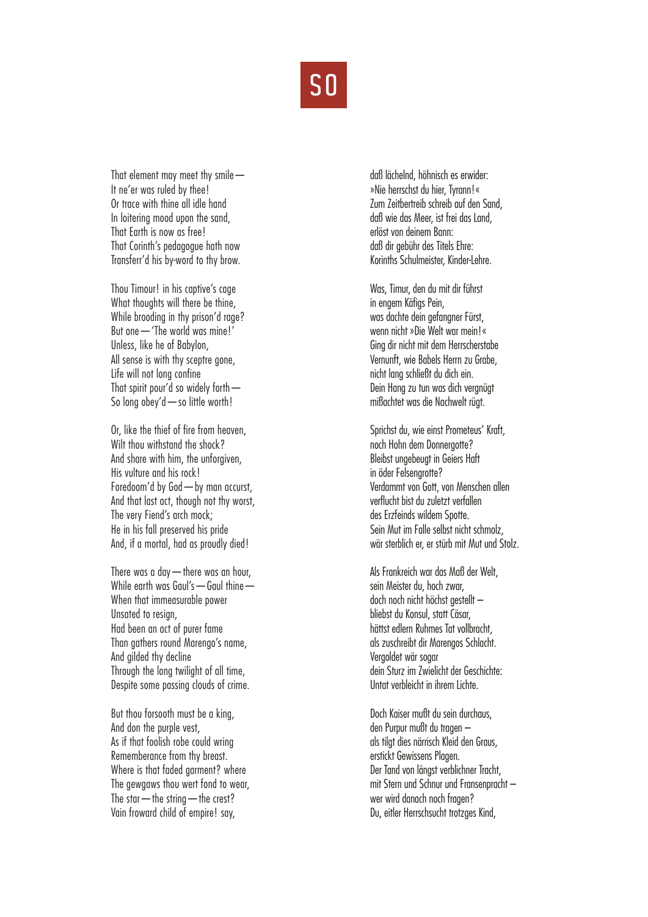That element may meet thy smile —
It ne'er was ruled by thee!
Or trace with thine all idle hand
In loitering mood upon the sand,
That Earth is now as free!
That Corinth's pedagogue hath now
Transferr'd his by-word to thy brow.

Thou Timour! in his captive's cage
What thoughts will there be thine,
While brooding in thy prison'd rage?
But one — 'The world was mine!'
Unless, like he of Babylon,
All sense is with thy sceptre gone,
Life will not long confine
That spirit pour'd so widely forth —
So long obey'd — so little worth!

Or, like the thief of fire from heaven,
Wilt thou withstand the shock?
And share with him, the unforgiven,
His vulture and his rock!
Foredoom'd by God — by man accurst,
And that last act, though not thy worst,
The very Fiend's arch mock;
He in his fall preserved his pride
And, if a mortal, had as proudly died!

There was a day — there was an hour,
While earth was Gaul's — Gaul thine —
When that immeasurable power
Unsated to resign,
Had been an act of purer fame
Than gathers round Marengo's name,
And gilded thy decline
Through the long twilight of all time,
Despite some passing clouds of crime.

But thou forsooth must be a king,
And don the purple vest,
As if that foolish robe could wring
Rememberance from thy breast.
Where is that faded garment? where
The gewgaws thou wert fond to wear,
The star — the string — the crest?
Vain froward child of empire! say,

daß lächelnd, höhnisch es erwider:
»Nie herrschst du hier, Tyrann!«
Zum Zeitbertreib schreib auf den Sand,
daß wie das Meer, ist frei das Land,
erlöst von deinem Bann:
daß dir gebühr des Titels Ehre:
Korinths Schulmeister, Kinder-Lehre.

Was, Timur, den du mit dir führst
in engem Käfigs Pein,
was dachte dein gefangner Fürst,
wenn nicht »Die Welt war mein!«
Ging dir nicht mit dem Herrscherstabe
Vernunft, wie Babels Herrn zu Grabe,
nicht lang schließt du dich ein.
Dein Hang zu tun was dich vergnügt
mißachtet was die Nachwelt rügt.

Sprichst du, wie einst Prometeus' Kraft,
noch Hohn dem Donnergotte?
Bleibst ungebeugt in Geiers Haft
in öder Felsengrotte?
Verdammt von Gott, von Menschen allen
verflucht bist du zuletzt verfallen
des Erzfeinds wildem Spotte.
Sein Mut im Falle selbst nicht schmolz,
wär sterblich er, er stürb mit Mut und Stolz.

Als Frankreich war das Maß der Welt,
sein Meister du, hoch zwar,
doch noch nicht höchst gestellt –
bliebst du Konsul, statt Cäsar,
hättst edlern Ruhmes Tat vollbracht,
als zuschreibt dir Marengos Schlacht.
Vergoldet wär sogar
dein Sturz im Zwielicht der Geschichte:
Untat verbleicht in ihrem Lichte.

Doch Kaiser mußt du sein durchaus,
den Purpur mußt du tragen –
als tilgt dies närrisch Kleid den Graus,
erstickt Gewissens Plagen.
Der Tand von längst verblichner Tracht,
mit Stern und Schnur und Fransenpracht –
wer wird danach noch fragen?
Du, eitler Herrschsucht trotzges Kind,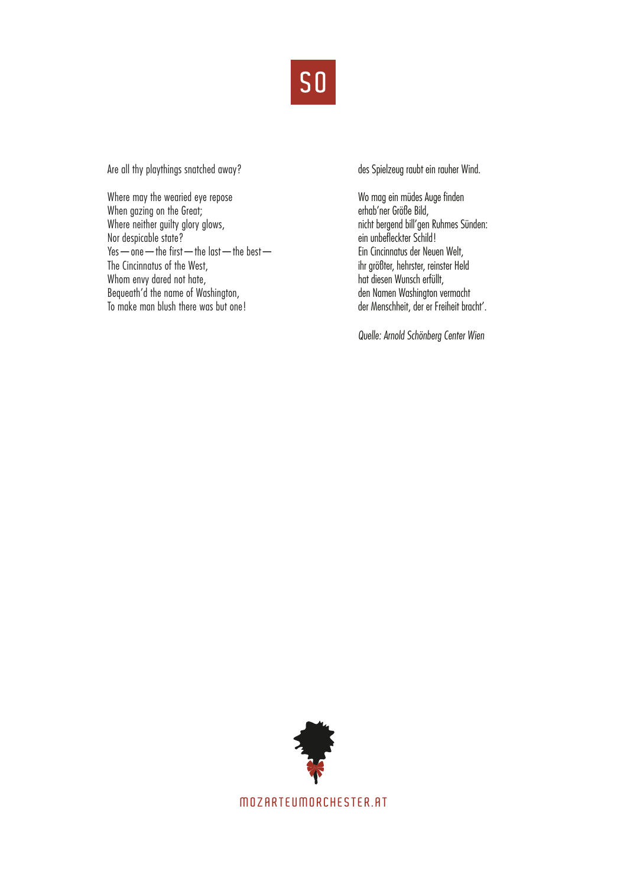Are all thy playthings snatched away?

Where may the wearied eye repose
When gazing on the Great;
Where neither guilty glory glows,
Nor despicable state?
Yes — one — the first — the last — the best —
The Cincinnatus of the West,
Whom envy dared not hate,
Bequeath'd the name of Washington,
To make man blush there was but one!

des Spielzeug raubt ein rauher Wind.

Wo mag ein müdes Auge finden
erhab'ner Größe Bild,
nicht bergend bill'gen Ruhmes Sünden:
ein unbefleckter Schild!
Ein Cincinnatus der Neuen Welt,
ihr größter, hehrster, reinster Held
hat diesen Wunsch erfüllt,
den Namen Washington vermacht
der Menschheit, der er Freiheit bracht'.

*Quelle: Arnold Schönberg Center Wien*

MOZARTEUMORCHESTER.AT